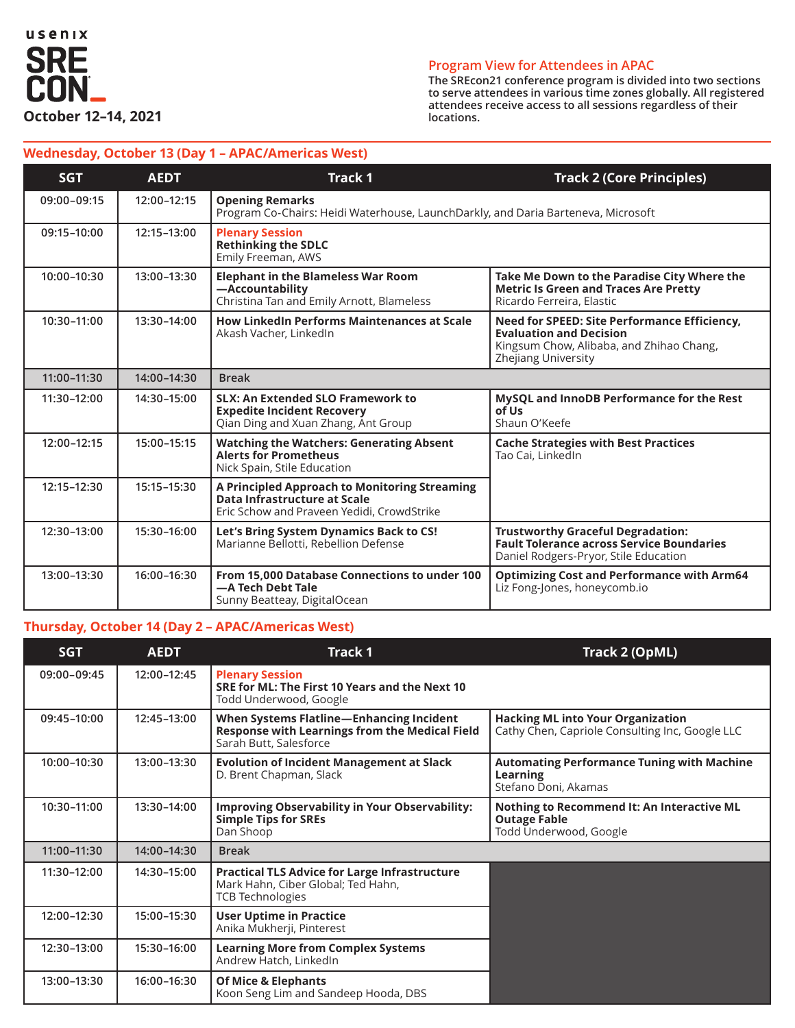usenix

# SRECON

**October 12–14, 2021**

## Program View for Attendees in APAC

The SREcon21 conference program is divided into two sections to serve attendees in various time zones globally. All registered attendees receive access to all sessions regardless of their locations.

### Wednesday, October 13 (Day 1 – APAC/Americas West)

| SGT | AEDT | Track 1 | Track 2 (Core Principles) |
|---|---|---|---|
| 09:00–09:15 | 12:00–12:15 | **Opening Remarks** Program Co-Chairs: Heidi Waterhouse, LaunchDarkly, and Daria Barteneva, Microsoft | |
| 09:15–10:00 | 12:15–13:00 | Plenary Session **Rethinking the SDLC** Emily Freeman, AWS | |
| 10:00–10:30 | 13:00–13:30 | **Elephant in the Blameless War Room—Accountability** Christina Tan and Emily Arnott, Blameless | **Take Me Down to the Paradise City Where the Metric Is Green and Traces Are Pretty** Ricardo Ferreira, Elastic |
| 10:30–11:00 | 13:30–14:00 | **How LinkedIn Performs Maintenances at Scale** Akash Vacher, LinkedIn | **Need for SPEED: Site Performance Efficiency, Evaluation and Decision** Kingsum Chow, Alibaba, and Zhihao Chang, Zhejiang University |
| 11:00–11:30 | 14:00–14:30 | Break | |
| 11:30–12:00 | 14:30–15:00 | **SLX: An Extended SLO Framework to Expedite Incident Recovery** Qian Ding and Xuan Zhang, Ant Group | **MySQL and InnoDB Performance for the Rest of Us** Shaun O'Keefe |
| 12:00–12:15 | 15:00–15:15 | **Watching the Watchers: Generating Absent Alerts for Prometheus** Nick Spain, Stile Education | **Cache Strategies with Best Practices** Tao Cai, LinkedIn |
| 12:15–12:30 | 15:15–15:30 | **A Principled Approach to Monitoring Streaming Data Infrastructure at Scale** Eric Schow and Praveen Yedidi, CrowdStrike | |
| 12:30–13:00 | 15:30–16:00 | **Let's Bring System Dynamics Back to CS!** Marianne Bellotti, Rebellion Defense | **Trustworthy Graceful Degradation: Fault Tolerance across Service Boundaries** Daniel Rodgers-Pryor, Stile Education |
| 13:00–13:30 | 16:00–16:30 | **From 15,000 Database Connections to under 100—A Tech Debt Tale** Sunny Beatteay, DigitalOcean | **Optimizing Cost and Performance with Arm64** Liz Fong-Jones, honeycomb.io |

### Thursday, October 14 (Day 2 – APAC/Americas West)

| SGT | AEDT | Track 1 | Track 2 (OpML) |
|---|---|---|---|
| 09:00–09:45 | 12:00–12:45 | Plenary Session **SRE for ML: The First 10 Years and the Next 10** Todd Underwood, Google | |
| 09:45–10:00 | 12:45–13:00 | **When Systems Flatline—Enhancing Incident Response with Learnings from the Medical Field** Sarah Butt, Salesforce | **Hacking ML into Your Organization** Cathy Chen, Capriole Consulting Inc, Google LLC |
| 10:00–10:30 | 13:00–13:30 | **Evolution of Incident Management at Slack** D. Brent Chapman, Slack | **Automating Performance Tuning with Machine Learning** Stefano Doni, Akamas |
| 10:30–11:00 | 13:30–14:00 | **Improving Observability in Your Observability: Simple Tips for SREs** Dan Shoop | **Nothing to Recommend It: An Interactive ML Outage Fable** Todd Underwood, Google |
| 11:00–11:30 | 14:00–14:30 | Break | |
| 11:30–12:00 | 14:30–15:00 | **Practical TLS Advice for Large Infrastructure** Mark Hahn, Ciber Global; Ted Hahn, TCB Technologies | |
| 12:00–12:30 | 15:00–15:30 | **User Uptime in Practice** Anika Mukherji, Pinterest | |
| 12:30–13:00 | 15:30–16:00 | **Learning More from Complex Systems** Andrew Hatch, LinkedIn | |
| 13:00–13:30 | 16:00–16:30 | **Of Mice & Elephants** Koon Seng Lim and Sandeep Hooda, DBS | |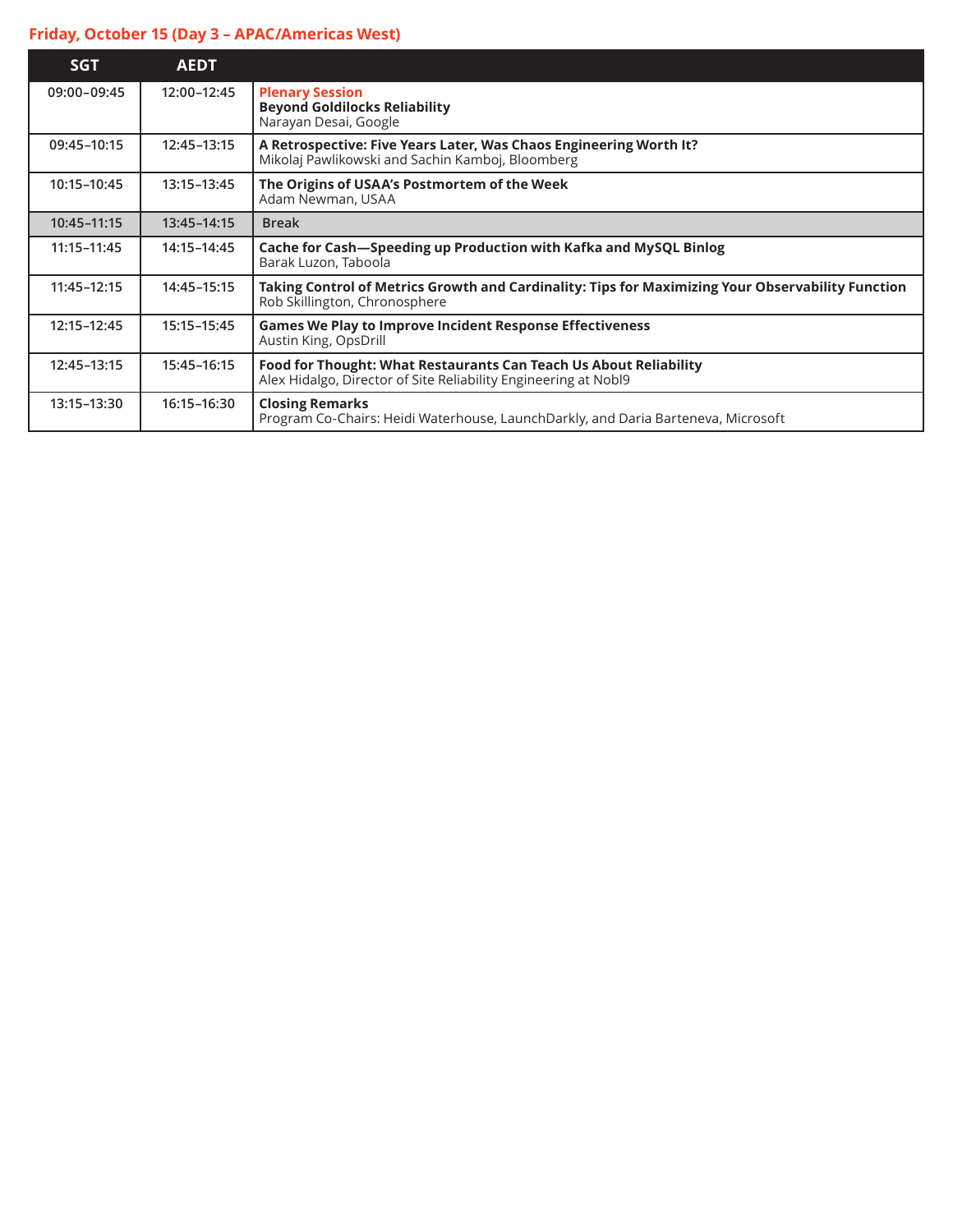### Friday, October 15 (Day 3 – APAC/Americas West)

| SGT | AEDT | |
|---|---|---|
| 09:00–09:45 | 12:00–12:45 | Plenary Session<br>**Beyond Goldilocks Reliability**<br>Narayan Desai, Google |
| 09:45–10:15 | 12:45–13:15 | **A Retrospective: Five Years Later, Was Chaos Engineering Worth It?**<br>Mikolaj Pawlikowski and Sachin Kamboj, Bloomberg |
| 10:15–10:45 | 13:15–13:45 | **The Origins of USAA's Postmortem of the Week**<br>Adam Newman, USAA |
| 10:45–11:15 | 13:45–14:15 | Break |
| 11:15–11:45 | 14:15–14:45 | **Cache for Cash—Speeding up Production with Kafka and MySQL Binlog**<br>Barak Luzon, Taboola |
| 11:45–12:15 | 14:45–15:15 | **Taking Control of Metrics Growth and Cardinality: Tips for Maximizing Your Observability Function**<br>Rob Skillington, Chronosphere |
| 12:15–12:45 | 15:15–15:45 | **Games We Play to Improve Incident Response Effectiveness**<br>Austin King, OpsDrill |
| 12:45–13:15 | 15:45–16:15 | **Food for Thought: What Restaurants Can Teach Us About Reliability**<br>Alex Hidalgo, Director of Site Reliability Engineering at Nobl9 |
| 13:15–13:30 | 16:15–16:30 | **Closing Remarks**<br>Program Co-Chairs: Heidi Waterhouse, LaunchDarkly, and Daria Barteneva, Microsoft |